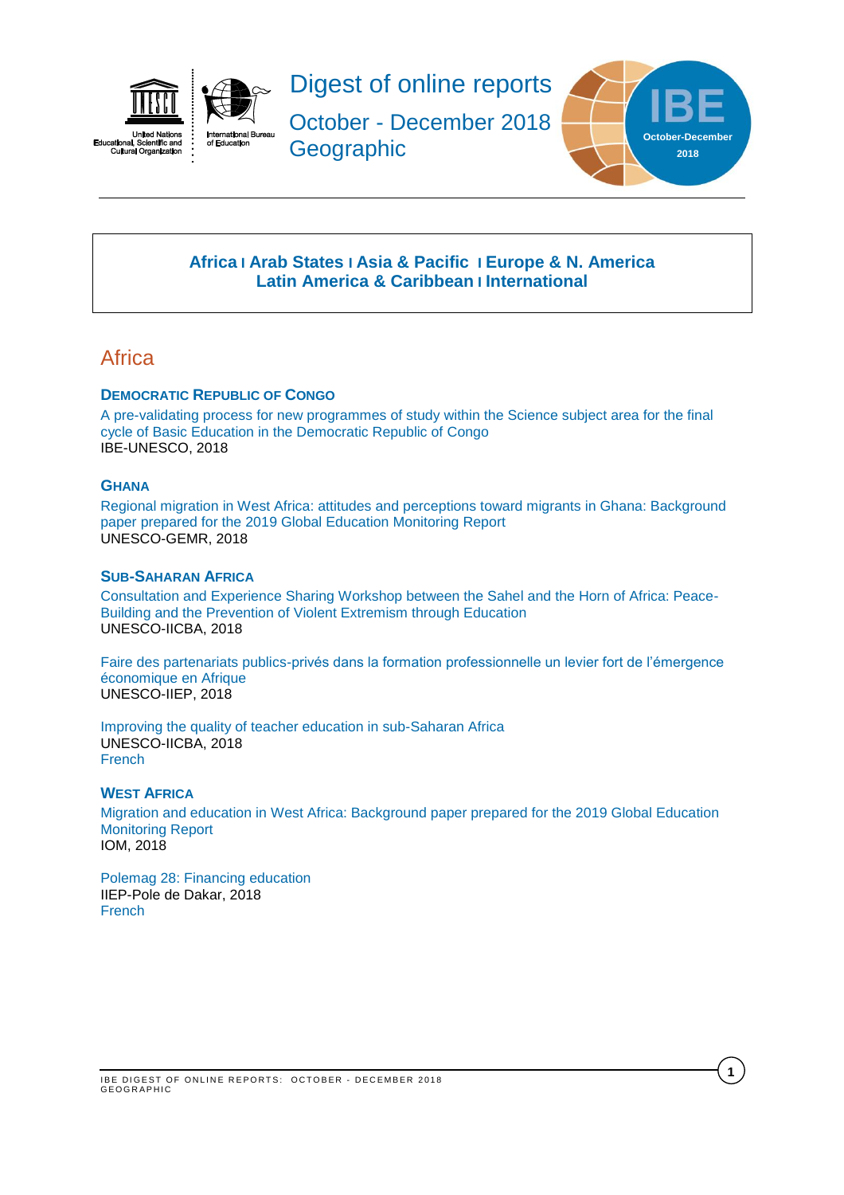# Digest of online reports

October - December 2018

Geographic

IBE October-December 2018

**Africa** I **Arab States** I **Asia & Pacific** I **Europe & N. America**
**Latin America & Caribbean** I **International**

## Africa

### Democratic Republic of Congo

A pre-validating process for new programmes of study within the Science subject area for the final cycle of Basic Education in the Democratic Republic of Congo
IBE-UNESCO, 2018

### Ghana

Regional migration in West Africa: attitudes and perceptions toward migrants in Ghana: Background paper prepared for the 2019 Global Education Monitoring Report
UNESCO-GEMR, 2018

### Sub-Saharan Africa

Consultation and Experience Sharing Workshop between the Sahel and the Horn of Africa: Peace-Building and the Prevention of Violent Extremism through Education
UNESCO-IICBA, 2018

Faire des partenariats publics-privés dans la formation professionnelle un levier fort de l'émergence économique en Afrique
UNESCO-IIEP, 2018

Improving the quality of teacher education in sub-Saharan Africa
UNESCO-IICBA, 2018
French

### West Africa

Migration and education in West Africa: Background paper prepared for the 2019 Global Education Monitoring Report
IOM, 2018

Polemag 28: Financing education
IIEP-Pole de Dakar, 2018
French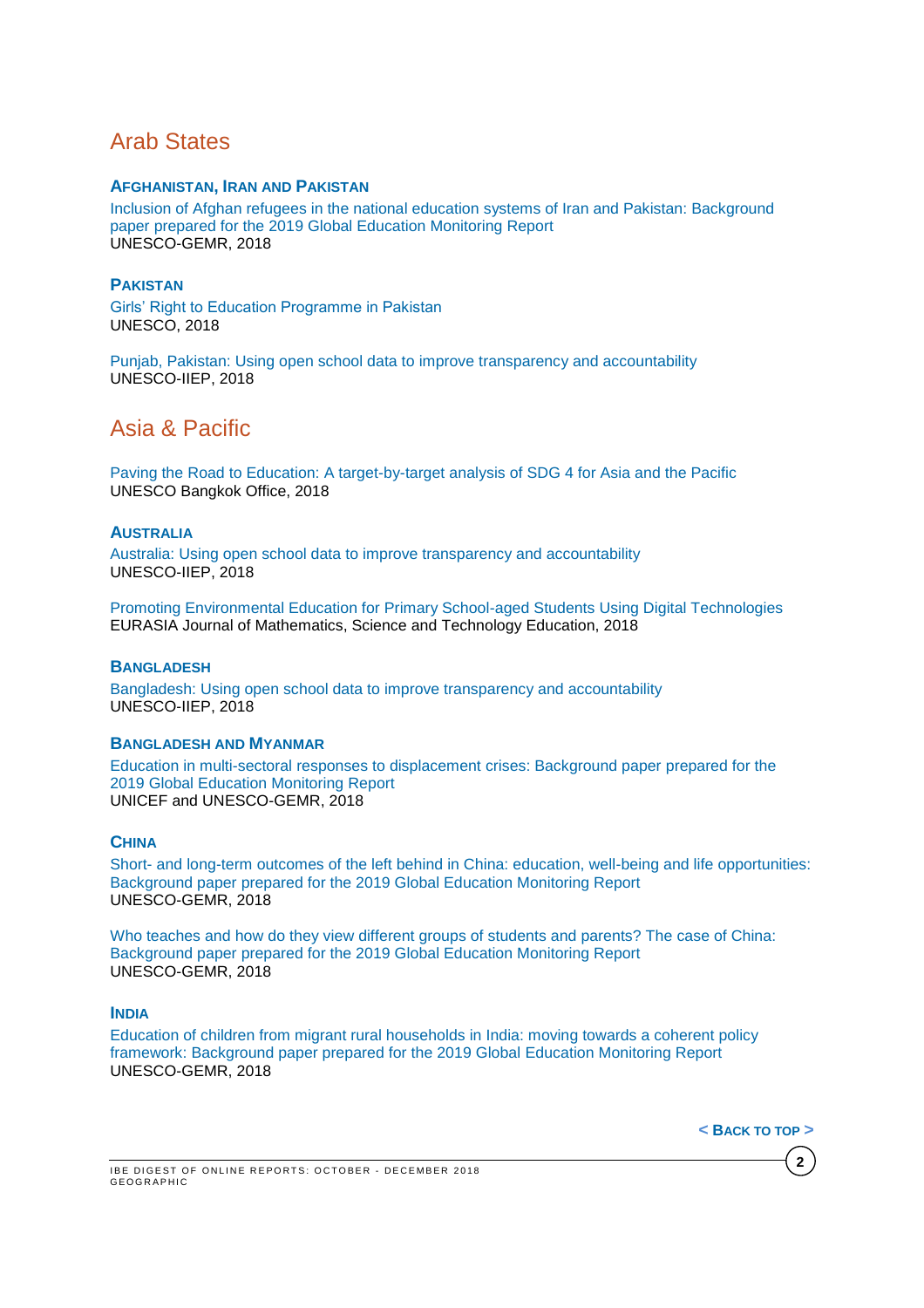## Arab States

### Afghanistan, Iran and Pakistan

Inclusion of Afghan refugees in the national education systems of Iran and Pakistan: Background paper prepared for the 2019 Global Education Monitoring Report
UNESCO-GEMR, 2018

### Pakistan

Girls' Right to Education Programme in Pakistan
UNESCO, 2018

Punjab, Pakistan: Using open school data to improve transparency and accountability
UNESCO-IIEP, 2018

## Asia & Pacific

Paving the Road to Education: A target-by-target analysis of SDG 4 for Asia and the Pacific
UNESCO Bangkok Office, 2018

### Australia

Australia: Using open school data to improve transparency and accountability
UNESCO-IIEP, 2018

Promoting Environmental Education for Primary School-aged Students Using Digital Technologies
EURASIA Journal of Mathematics, Science and Technology Education, 2018

### Bangladesh

Bangladesh: Using open school data to improve transparency and accountability
UNESCO-IIEP, 2018

### Bangladesh and Myanmar

Education in multi-sectoral responses to displacement crises: Background paper prepared for the 2019 Global Education Monitoring Report
UNICEF and UNESCO-GEMR, 2018

### China

Short- and long-term outcomes of the left behind in China: education, well-being and life opportunities: Background paper prepared for the 2019 Global Education Monitoring Report
UNESCO-GEMR, 2018

Who teaches and how do they view different groups of students and parents? The case of China: Background paper prepared for the 2019 Global Education Monitoring Report
UNESCO-GEMR, 2018

### India

Education of children from migrant rural households in India: moving towards a coherent policy framework: Background paper prepared for the 2019 Global Education Monitoring Report
UNESCO-GEMR, 2018

< Back to top >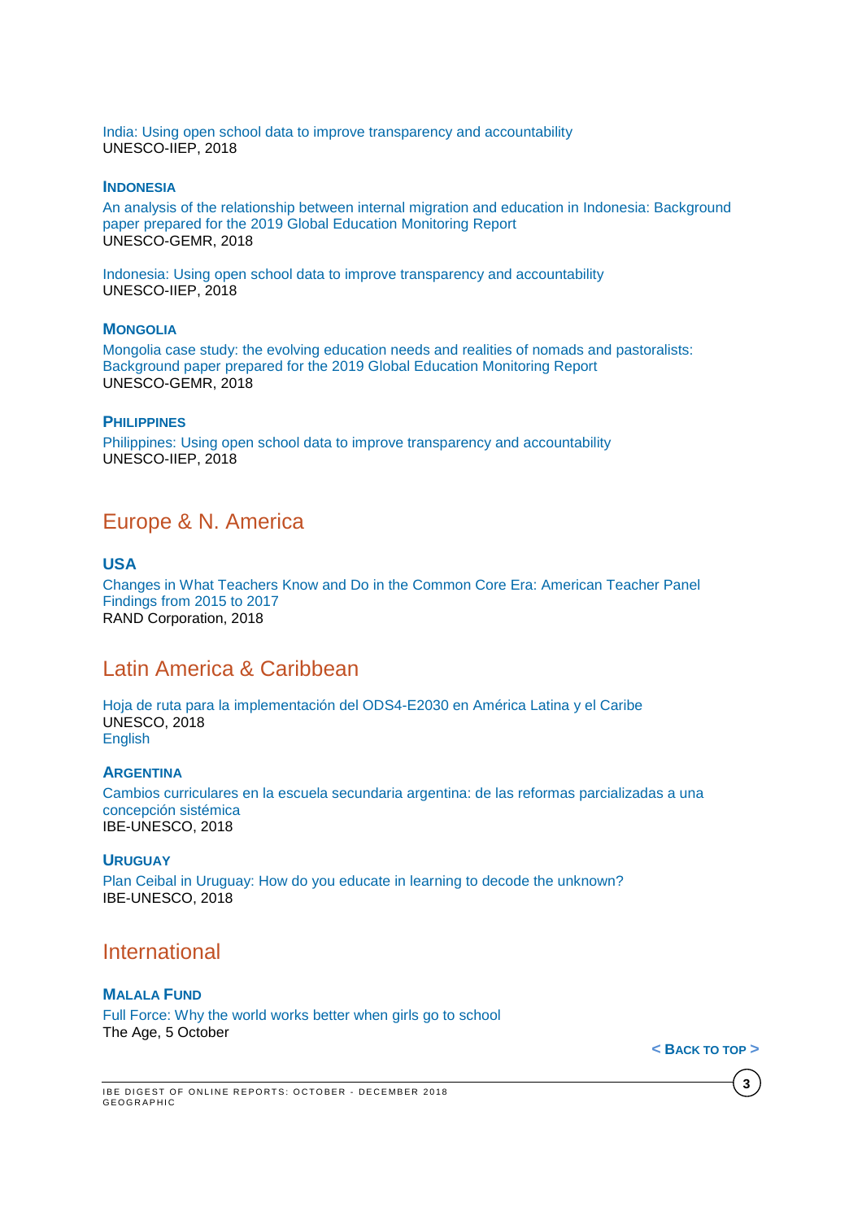India: Using open school data to improve transparency and accountability
UNESCO-IIEP, 2018

### INDONESIA

An analysis of the relationship between internal migration and education in Indonesia: Background paper prepared for the 2019 Global Education Monitoring Report
UNESCO-GEMR, 2018

Indonesia: Using open school data to improve transparency and accountability
UNESCO-IIEP, 2018

### MONGOLIA

Mongolia case study: the evolving education needs and realities of nomads and pastoralists: Background paper prepared for the 2019 Global Education Monitoring Report
UNESCO-GEMR, 2018

### PHILIPPINES

Philippines: Using open school data to improve transparency and accountability
UNESCO-IIEP, 2018

## Europe & N. America

### USA

Changes in What Teachers Know and Do in the Common Core Era: American Teacher Panel Findings from 2015 to 2017
RAND Corporation, 2018

## Latin America & Caribbean

Hoja de ruta para la implementación del ODS4-E2030 en América Latina y el Caribe
UNESCO, 2018
English

### ARGENTINA

Cambios curriculares en la escuela secundaria argentina: de las reformas parcializadas a una concepción sistémica
IBE-UNESCO, 2018

### URUGUAY

Plan Ceibal in Uruguay: How do you educate in learning to decode the unknown?
IBE-UNESCO, 2018

## International

### MALALA FUND

Full Force: Why the world works better when girls go to school
The Age, 5 October

< BACK TO TOP >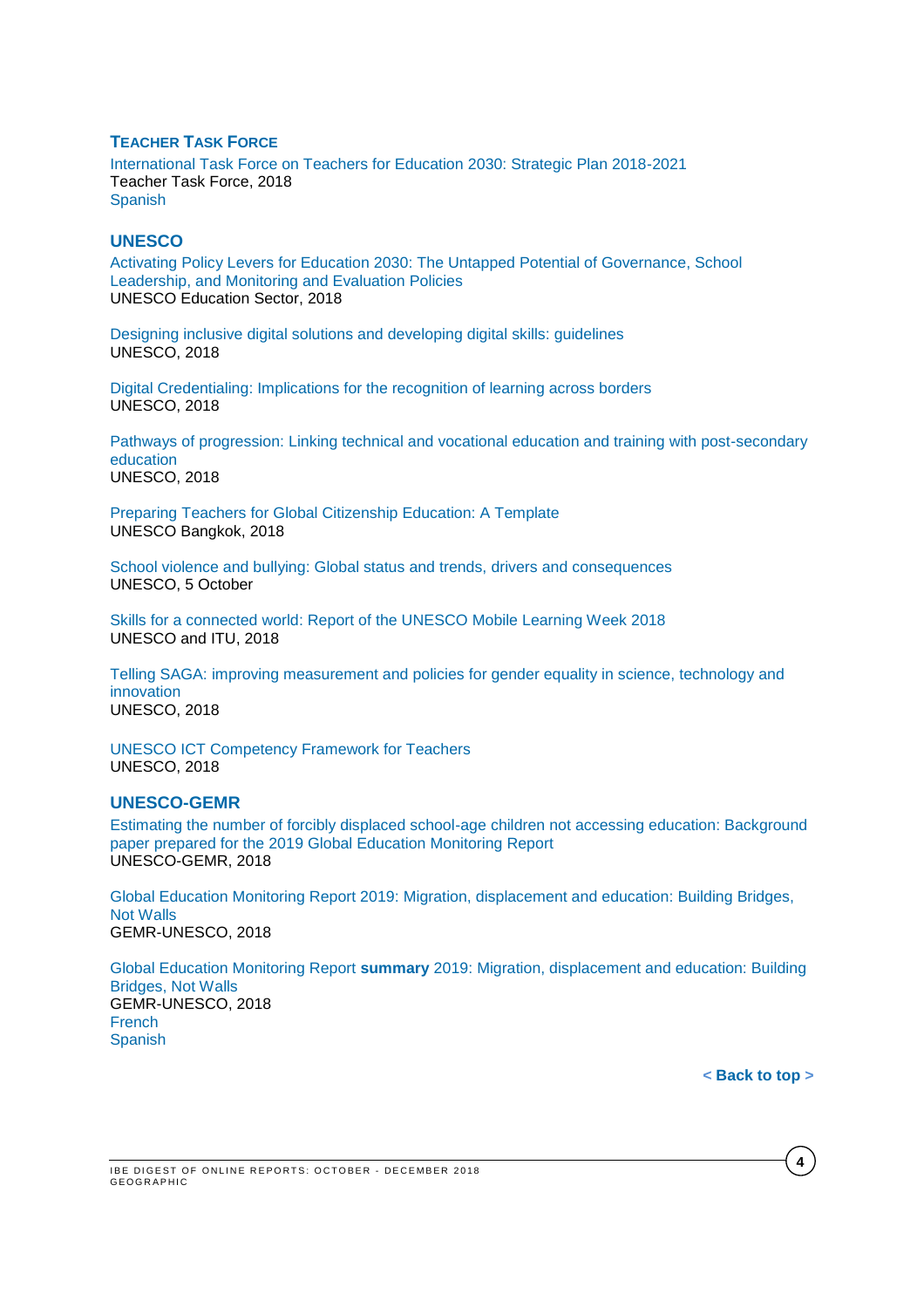## Teacher Task Force

International Task Force on Teachers for Education 2030: Strategic Plan 2018-2021
Teacher Task Force, 2018
Spanish

## UNESCO

Activating Policy Levers for Education 2030: The Untapped Potential of Governance, School Leadership, and Monitoring and Evaluation Policies
UNESCO Education Sector, 2018

Designing inclusive digital solutions and developing digital skills: guidelines
UNESCO, 2018

Digital Credentialing: Implications for the recognition of learning across borders
UNESCO, 2018

Pathways of progression: Linking technical and vocational education and training with post-secondary education
UNESCO, 2018

Preparing Teachers for Global Citizenship Education: A Template
UNESCO Bangkok, 2018

School violence and bullying: Global status and trends, drivers and consequences
UNESCO, 5 October

Skills for a connected world: Report of the UNESCO Mobile Learning Week 2018
UNESCO and ITU, 2018

Telling SAGA: improving measurement and policies for gender equality in science, technology and innovation
UNESCO, 2018

UNESCO ICT Competency Framework for Teachers
UNESCO, 2018

## UNESCO-GEMR

Estimating the number of forcibly displaced school-age children not accessing education: Background paper prepared for the 2019 Global Education Monitoring Report
UNESCO-GEMR, 2018

Global Education Monitoring Report 2019: Migration, displacement and education: Building Bridges, Not Walls
GEMR-UNESCO, 2018

Global Education Monitoring Report **summary** 2019: Migration, displacement and education: Building Bridges, Not Walls
GEMR-UNESCO, 2018
French
Spanish

< **Back to top** >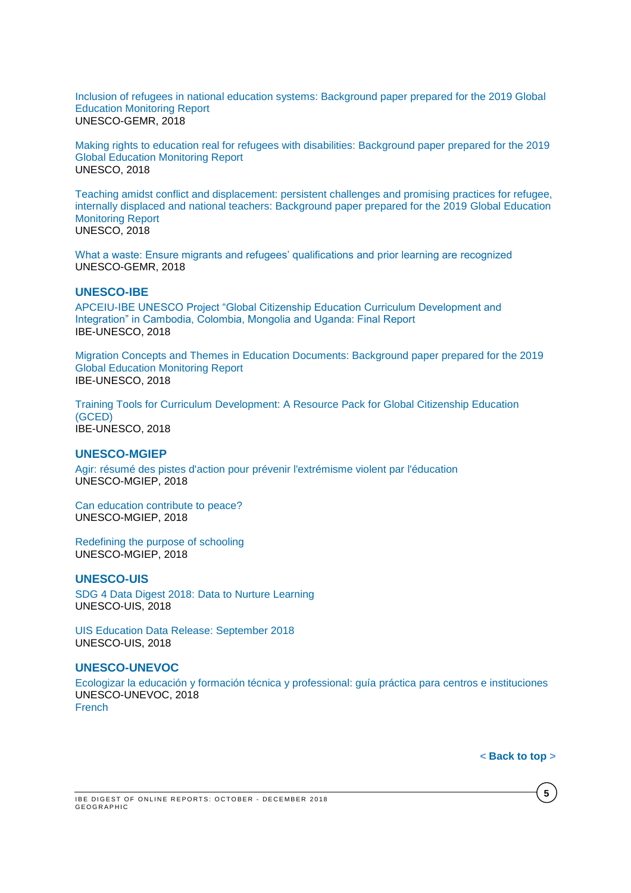Inclusion of refugees in national education systems: Background paper prepared for the 2019 Global Education Monitoring Report
UNESCO-GEMR, 2018

Making rights to education real for refugees with disabilities: Background paper prepared for the 2019 Global Education Monitoring Report
UNESCO, 2018

Teaching amidst conflict and displacement: persistent challenges and promising practices for refugee, internally displaced and national teachers: Background paper prepared for the 2019 Global Education Monitoring Report
UNESCO, 2018

What a waste: Ensure migrants and refugees' qualifications and prior learning are recognized
UNESCO-GEMR, 2018

## UNESCO-IBE

APCEIU-IBE UNESCO Project "Global Citizenship Education Curriculum Development and Integration" in Cambodia, Colombia, Mongolia and Uganda: Final Report
IBE-UNESCO, 2018

Migration Concepts and Themes in Education Documents: Background paper prepared for the 2019 Global Education Monitoring Report
IBE-UNESCO, 2018

Training Tools for Curriculum Development: A Resource Pack for Global Citizenship Education (GCED)
IBE-UNESCO, 2018

## UNESCO-MGIEP

Agir: résumé des pistes d'action pour prévenir l'extrémisme violent par l'éducation
UNESCO-MGIEP, 2018

Can education contribute to peace?
UNESCO-MGIEP, 2018

Redefining the purpose of schooling
UNESCO-MGIEP, 2018

## UNESCO-UIS

SDG 4 Data Digest 2018: Data to Nurture Learning
UNESCO-UIS, 2018

UIS Education Data Release: September 2018
UNESCO-UIS, 2018

## UNESCO-UNEVOC

Ecologizar la educación y formación técnica y professional: guía práctica para centros e instituciones
UNESCO-UNEVOC, 2018
French

**< Back to top >**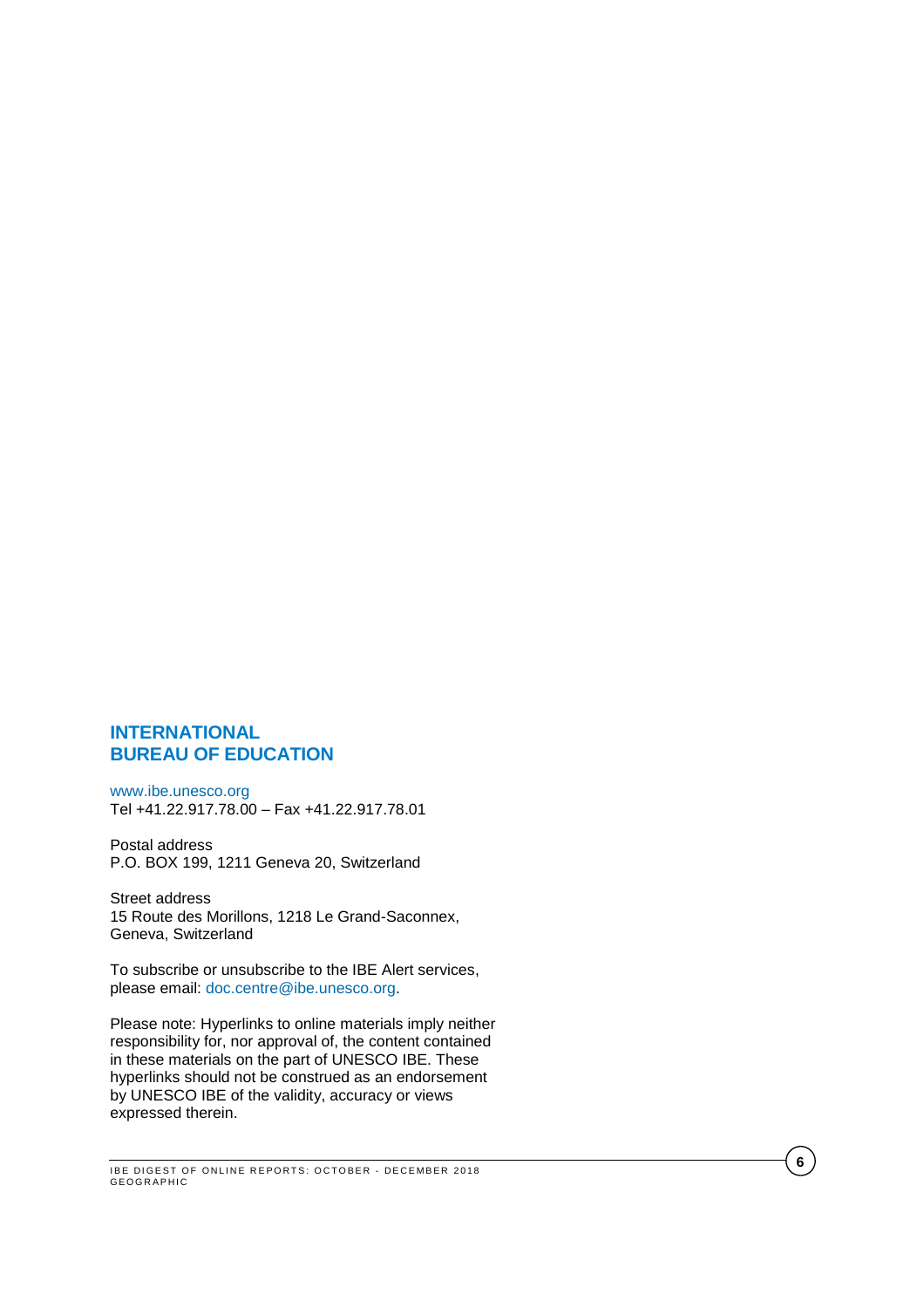## INTERNATIONAL BUREAU OF EDUCATION

www.ibe.unesco.org
Tel +41.22.917.78.00 – Fax +41.22.917.78.01

Postal address
P.O. BOX 199, 1211 Geneva 20, Switzerland

Street address
15 Route des Morillons, 1218 Le Grand-Saconnex, Geneva, Switzerland

To subscribe or unsubscribe to the IBE Alert services, please email: doc.centre@ibe.unesco.org.

Please note: Hyperlinks to online materials imply neither responsibility for, nor approval of, the content contained in these materials on the part of UNESCO IBE. These hyperlinks should not be construed as an endorsement by UNESCO IBE of the validity, accuracy or views expressed therein.